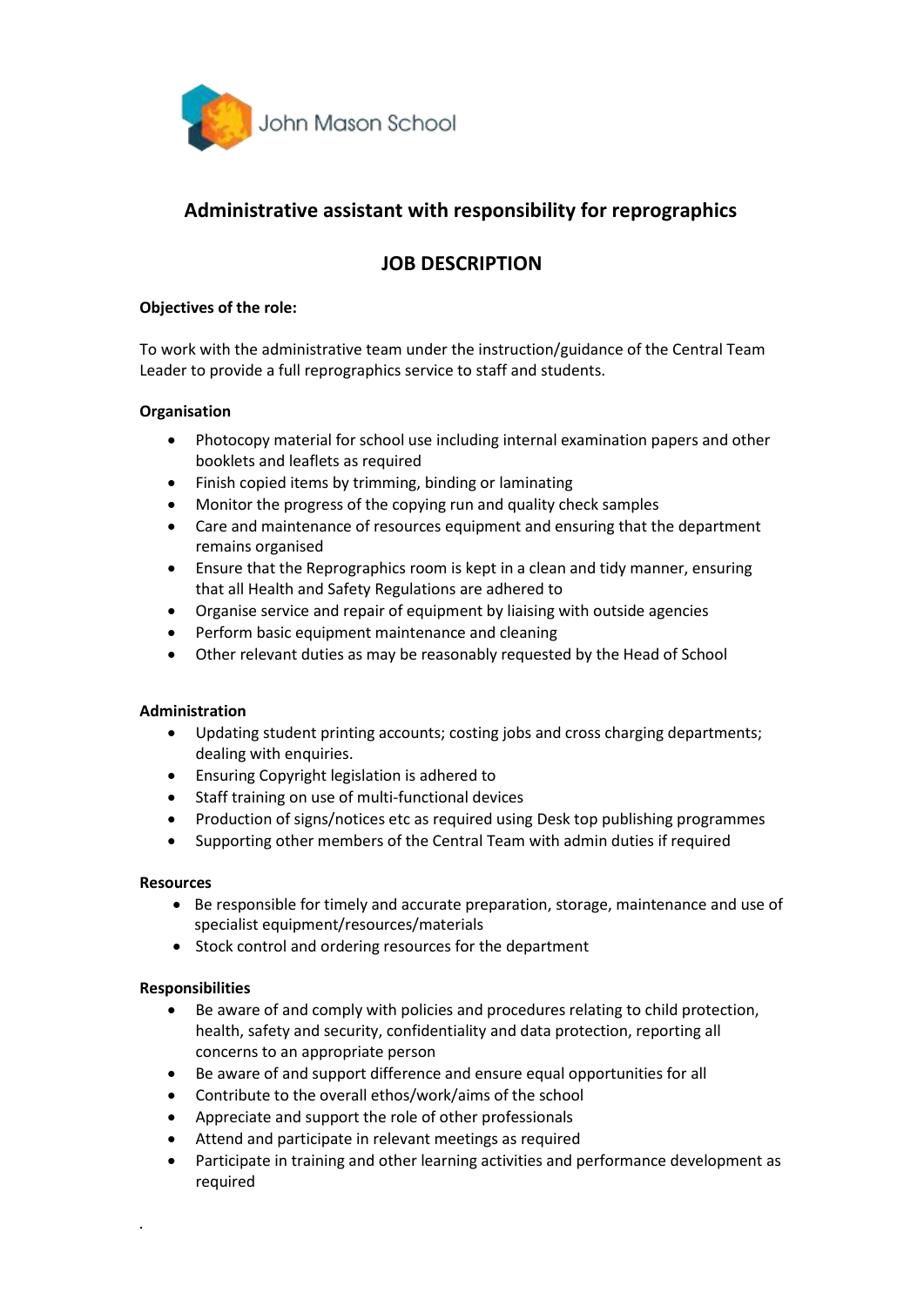John Mason School

# Administrative assistant with responsibility for reprographics

## JOB DESCRIPTION

**Objectives of the role:**

To work with the administrative team under the instruction/guidance of the Central Team Leader to provide a full reprographics service to staff and students.

**Organisation**

- Photocopy material for school use including internal examination papers and other booklets and leaflets as required
- Finish copied items by trimming, binding or laminating
- Monitor the progress of the copying run and quality check samples
- Care and maintenance of resources equipment and ensuring that the department remains organised
- Ensure that the Reprographics room is kept in a clean and tidy manner, ensuring that all Health and Safety Regulations are adhered to
- Organise service and repair of equipment by liaising with outside agencies
- Perform basic equipment maintenance and cleaning
- Other relevant duties as may be reasonably requested by the Head of School

**Administration**

- Updating student printing accounts; costing jobs and cross charging departments; dealing with enquiries.
- Ensuring Copyright legislation is adhered to
- Staff training on use of multi-functional devices
- Production of signs/notices etc as required using Desk top publishing programmes
- Supporting other members of the Central Team with admin duties if required

**Resources**

- Be responsible for timely and accurate preparation, storage, maintenance and use of specialist equipment/resources/materials
- Stock control and ordering resources for the department

**Responsibilities**

- Be aware of and comply with policies and procedures relating to child protection, health, safety and security, confidentiality and data protection, reporting all concerns to an appropriate person
- Be aware of and support difference and ensure equal opportunities for all
- Contribute to the overall ethos/work/aims of the school
- Appreciate and support the role of other professionals
- Attend and participate in relevant meetings as required
- Participate in training and other learning activities and performance development as required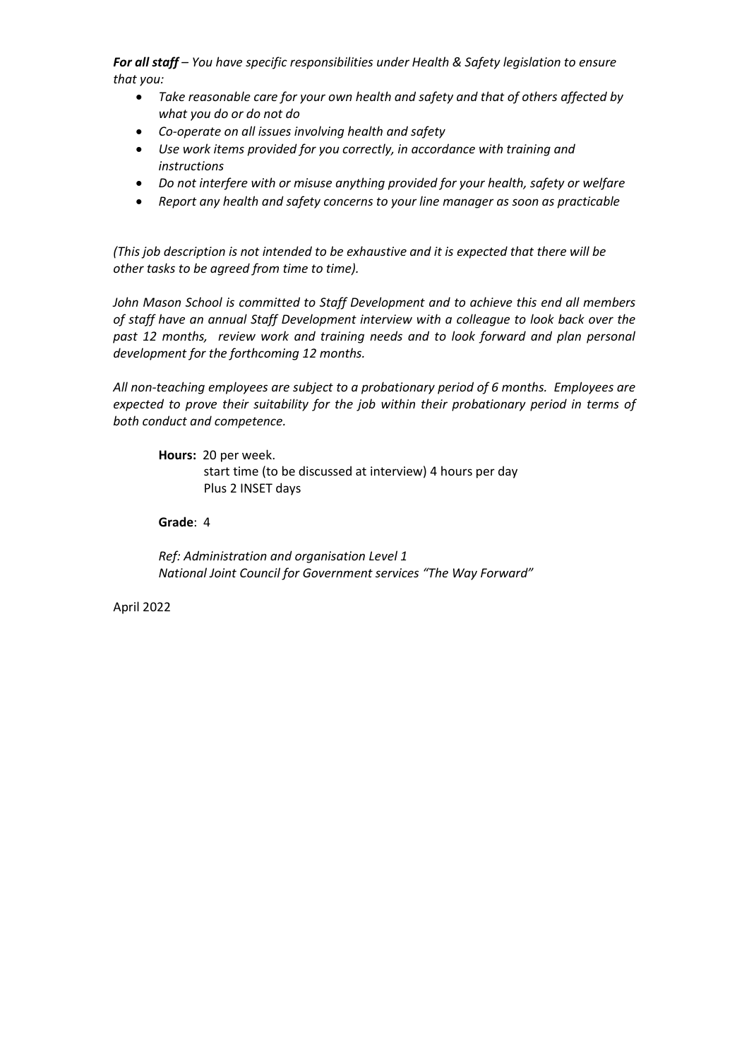***For all staff** – You have specific responsibilities under Health & Safety legislation to ensure that you:*

- *Take reasonable care for your own health and safety and that of others affected by what you do or do not do*
- *Co-operate on all issues involving health and safety*
- *Use work items provided for you correctly, in accordance with training and instructions*
- *Do not interfere with or misuse anything provided for your health, safety or welfare*
- *Report any health and safety concerns to your line manager as soon as practicable*

*(This job description is not intended to be exhaustive and it is expected that there will be other tasks to be agreed from time to time).*

*John Mason School is committed to Staff Development and to achieve this end all members of staff have an annual Staff Development interview with a colleague to look back over the past 12 months, review work and training needs and to look forward and plan personal development for the forthcoming 12 months.*

*All non-teaching employees are subject to a probationary period of 6 months. Employees are expected to prove their suitability for the job within their probationary period in terms of both conduct and competence.*

**Hours:** 20 per week.
start time (to be discussed at interview) 4 hours per day
Plus 2 INSET days

**Grade**: 4

*Ref: Administration and organisation Level 1*
*National Joint Council for Government services "The Way Forward"*

April 2022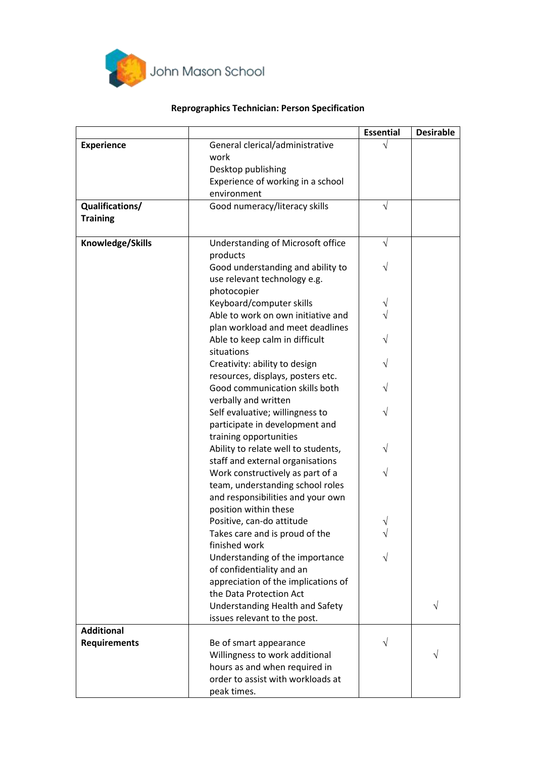John Mason School

**Reprographics Technician: Person Specification**

| | | Essential | Desirable |
|---|---|---|---|
| **Experience** | General clerical/administrative work<br>Desktop publishing<br>Experience of working in a school environment | √ | |
| **Qualifications/ Training** | Good numeracy/literacy skills | √ | |
| **Knowledge/Skills** | Understanding of Microsoft office products | √ | |
| | Good understanding and ability to use relevant technology e.g. photocopier | √ | |
| | Keyboard/computer skills | √ | |
| | Able to work on own initiative and plan workload and meet deadlines | √ | |
| | Able to keep calm in difficult situations | √ | |
| | Creativity: ability to design resources, displays, posters etc. | √ | |
| | Good communication skills both verbally and written | √ | |
| | Self evaluative; willingness to participate in development and training opportunities | √ | |
| | Ability to relate well to students, staff and external organisations | √ | |
| | Work constructively as part of a team, understanding school roles and responsibilities and your own position within these | √ | |
| | Positive, can-do attitude | √ | |
| | Takes care and is proud of the finished work | √ | |
| | Understanding of the importance of confidentiality and an appreciation of the implications of the Data Protection Act | √ | |
| | Understanding Health and Safety issues relevant to the post. | | √ |
| **Additional Requirements** | Be of smart appearance | √ | |
| | Willingness to work additional hours as and when required in order to assist with workloads at peak times. | | √ |